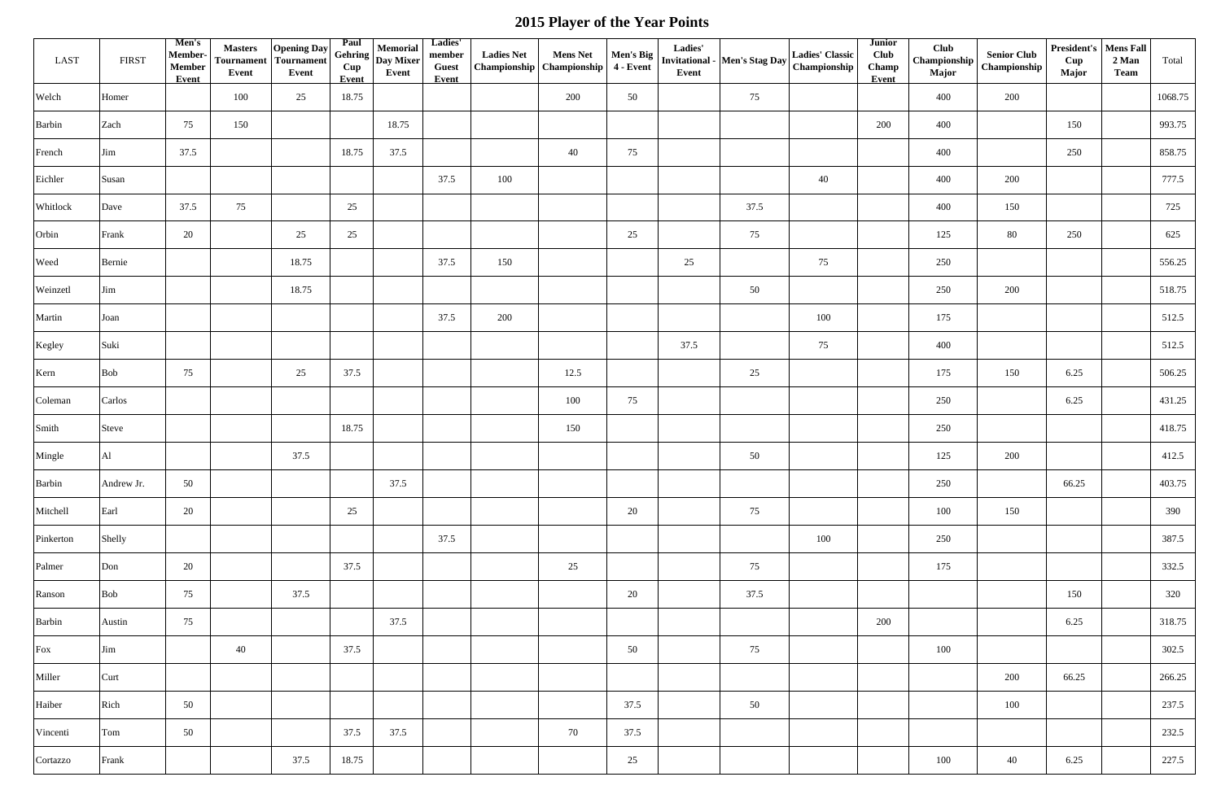# 2015 Player of the Year Points

| LAST | FIRST | Men's Member-Member Event | Masters Tournament Event | Opening Day Tournament Event | Paul Gehring Cup Event | Memorial Day Mixer Event | Ladies' member Guest Event | Ladies Net Championship | Mens Net Championship | Men's Big 4 - Event | Ladies' Invitational - Event | Men's Stag Day | Ladies' Classic Championship | Junior Club Champ Event | Club Championship Major | Senior Club Championship | President's Cup Major | Mens Fall 2 Man Team | Total |
|---|---|---|---|---|---|---|---|---|---|---|---|---|---|---|---|---|---|---|---|
| Welch | Homer | | 100 | 25 | 18.75 | | | | 200 | 50 | | 75 | | | 400 | 200 | | | 1068.75 |
| Barbin | Zach | 75 | 150 | | | 18.75 | | | | | | | | 200 | 400 | | 150 | | 993.75 |
| French | Jim | 37.5 | | | 18.75 | 37.5 | | | 40 | 75 | | | | | 400 | | 250 | | 858.75 |
| Eichler | Susan | | | | | | 37.5 | 100 | | | | | 40 | | 400 | 200 | | | 777.5 |
| Whitlock | Dave | 37.5 | 75 | | 25 | | | | | | | 37.5 | | | 400 | 150 | | | 725 |
| Orbin | Frank | 20 | | 25 | 25 | | | | | 25 | | 75 | | | 125 | 80 | 250 | | 625 |
| Weed | Bernie | | | 18.75 | | | 37.5 | 150 | | | 25 | | 75 | | 250 | | | | 556.25 |
| Weinzetl | Jim | | | 18.75 | | | | | | | | 50 | | | 250 | 200 | | | 518.75 |
| Martin | Joan | | | | | | 37.5 | 200 | | | | | 100 | | 175 | | | | 512.5 |
| Kegley | Suki | | | | | | | | | | 37.5 | | 75 | | 400 | | | | 512.5 |
| Kern | Bob | 75 | | 25 | 37.5 | | | | 12.5 | | | 25 | | | 175 | 150 | 6.25 | | 506.25 |
| Coleman | Carlos | | | | | | | | 100 | 75 | | | | | 250 | | 6.25 | | 431.25 |
| Smith | Steve | | | | 18.75 | | | | 150 | | | | | | 250 | | | | 418.75 |
| Mingle | Al | | | 37.5 | | | | | | | | 50 | | | 125 | 200 | | | 412.5 |
| Barbin | Andrew Jr. | 50 | | | | 37.5 | | | | | | | | | 250 | | 66.25 | | 403.75 |
| Mitchell | Earl | 20 | | | 25 | | | | | 20 | | 75 | | | 100 | 150 | | | 390 |
| Pinkerton | Shelly | | | | | | 37.5 | | | | | | 100 | | 250 | | | | 387.5 |
| Palmer | Don | 20 | | | 37.5 | | | | 25 | | | 75 | | | 175 | | | | 332.5 |
| Ranson | Bob | 75 | | 37.5 | | | | | | 20 | | 37.5 | | | | | 150 | | 320 |
| Barbin | Austin | 75 | | | | 37.5 | | | | | | | | 200 | | | 6.25 | | 318.75 |
| Fox | Jim | | 40 | | 37.5 | | | | | 50 | | 75 | | | 100 | | | | 302.5 |
| Miller | Curt | | | | | | | | | | | | | | | 200 | 66.25 | | 266.25 |
| Haiber | Rich | 50 | | | | | | | | 37.5 | | 50 | | | | 100 | | | 237.5 |
| Vincenti | Tom | 50 | | | 37.5 | 37.5 | | | 70 | 37.5 | | | | | | | | | 232.5 |
| Cortazzo | Frank | | | 37.5 | 18.75 | | | | | 25 | | | | | 100 | 40 | 6.25 | | 227.5 |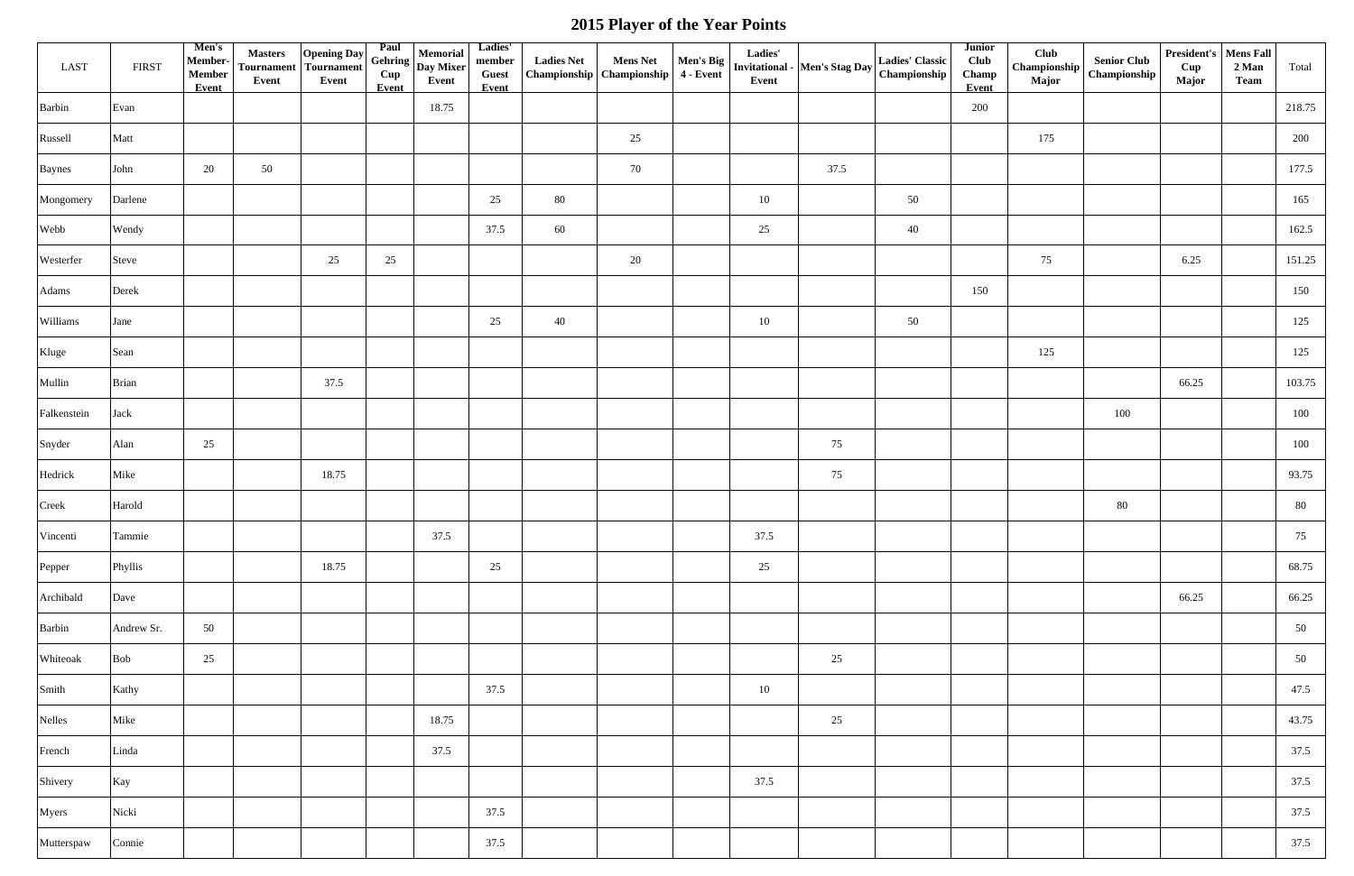## 2015 Player of the Year Points

| LAST | FIRST | Men's Member-Member Event | Masters Tournament Event | Opening Day Tournament Event | Paul Gehring Cup Event | Memorial Day Mixer Event | Ladies' member Guest Event | Ladies Net Championship | Mens Net Championship | Men's Big 4 - Event | Ladies' Invitational - Event | Men's Stag Day | Ladies' Classic Championship | Junior Club Champ Event | Club Championship Major | Senior Club Championship | President's Cup Major | Mens Fall 2 Man Team | Total |
|---|---|---|---|---|---|---|---|---|---|---|---|---|---|---|---|---|---|---|---|
| Barbin | Evan | | | | | 18.75 | | | | | | | | 200 | | | | | 218.75 |
| Russell | Matt | | | | | | | | 25 | | | | | | 175 | | | | 200 |
| Baynes | John | 20 | 50 | | | | | | 70 | | | 37.5 | | | | | | | 177.5 |
| Mongomery | Darlene | | | | | | 25 | 80 | | | 10 | | 50 | | | | | | 165 |
| Webb | Wendy | | | | | | 37.5 | 60 | | | 25 | | 40 | | | | | | 162.5 |
| Westerfer | Steve | | | 25 | 25 | | | | 20 | | | | | | 75 | | 6.25 | | 151.25 |
| Adams | Derek | | | | | | | | | | | | | 150 | | | | | 150 |
| Williams | Jane | | | | | | 25 | 40 | | | 10 | | 50 | | | | | | 125 |
| Kluge | Sean | | | | | | | | | | | | | | 125 | | | | 125 |
| Mullin | Brian | | | 37.5 | | | | | | | | | | | | | 66.25 | | 103.75 |
| Falkenstein | Jack | | | | | | | | | | | | | | | 100 | | | 100 |
| Snyder | Alan | 25 | | | | | | | | | | 75 | | | | | | | 100 |
| Hedrick | Mike | | | 18.75 | | | | | | | | 75 | | | | | | | 93.75 |
| Creek | Harold | | | | | | | | | | | | | | | 80 | | | 80 |
| Vincenti | Tammie | | | | | 37.5 | | | | | 37.5 | | | | | | | | 75 |
| Pepper | Phyllis | | | 18.75 | | | 25 | | | | 25 | | | | | | | | 68.75 |
| Archibald | Dave | | | | | | | | | | | | | | | | 66.25 | | 66.25 |
| Barbin | Andrew Sr. | 50 | | | | | | | | | | | | | | | | | 50 |
| Whiteoak | Bob | 25 | | | | | | | | | | 25 | | | | | | | 50 |
| Smith | Kathy | | | | | | 37.5 | | | | 10 | | | | | | | | 47.5 |
| Nelles | Mike | | | | | 18.75 | | | | | | 25 | | | | | | | 43.75 |
| French | Linda | | | | | 37.5 | | | | | | | | | | | | | 37.5 |
| Shivery | Kay | | | | | | | | | | 37.5 | | | | | | | | 37.5 |
| Myers | Nicki | | | | | | 37.5 | | | | | | | | | | | | 37.5 |
| Mutterspaw | Connie | | | | | | 37.5 | | | | | | | | | | | | 37.5 |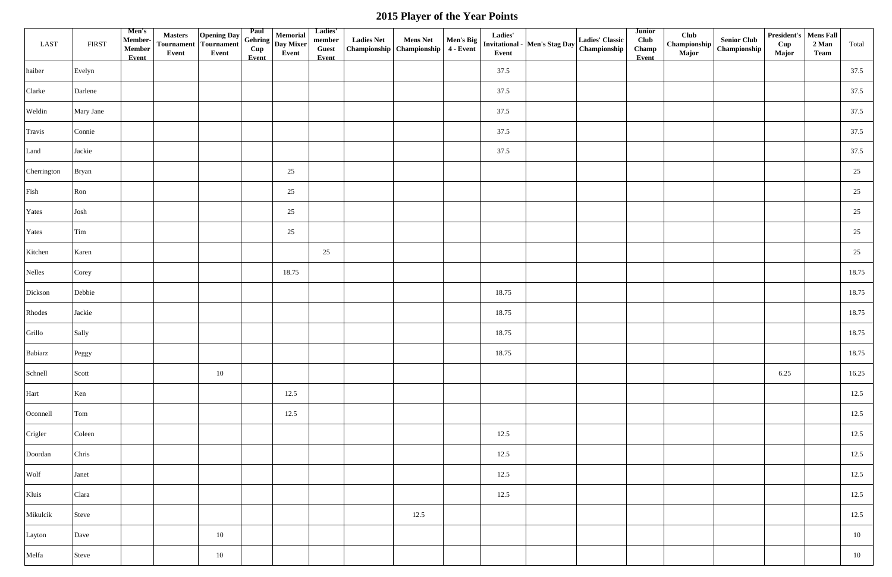# 2015 Player of the Year Points

| LAST | FIRST | Men's Member-Member Event | Masters Tournament Event | Opening Day Tournament Event | Paul Gehring Cup Event | Memorial Day Mixer Event | Ladies' member Guest Event | Ladies Net Championship | Mens Net Championship | Men's Big 4 - Event | Ladies' Invitational - Event | Men's Stag Day | Ladies' Classic Championship | Junior Club Champ Event | Club Championship Major | Senior Club Championship | President's Cup Major | Mens Fall 2 Man Team | Total |
|---|---|---|---|---|---|---|---|---|---|---|---|---|---|---|---|---|---|---|---|
| haiber | Evelyn | | | | | | | | | | 37.5 | | | | | | | | 37.5 |
| Clarke | Darlene | | | | | | | | | | 37.5 | | | | | | | | 37.5 |
| Weldin | Mary Jane | | | | | | | | | | 37.5 | | | | | | | | 37.5 |
| Travis | Connie | | | | | | | | | | 37.5 | | | | | | | | 37.5 |
| Land | Jackie | | | | | | | | | | 37.5 | | | | | | | | 37.5 |
| Cherrington | Bryan | | | | | 25 | | | | | | | | | | | | | 25 |
| Fish | Ron | | | | | 25 | | | | | | | | | | | | | 25 |
| Yates | Josh | | | | | 25 | | | | | | | | | | | | | 25 |
| Yates | Tim | | | | | 25 | | | | | | | | | | | | | 25 |
| Kitchen | Karen | | | | | | 25 | | | | | | | | | | | | 25 |
| Nelles | Corey | | | | | 18.75 | | | | | | | | | | | | | 18.75 |
| Dickson | Debbie | | | | | | | | | | 18.75 | | | | | | | | 18.75 |
| Rhodes | Jackie | | | | | | | | | | 18.75 | | | | | | | | 18.75 |
| Grillo | Sally | | | | | | | | | | 18.75 | | | | | | | | 18.75 |
| Babiarz | Peggy | | | | | | | | | | 18.75 | | | | | | | | 18.75 |
| Schnell | Scott | | | 10 | | | | | | | | | | | | | 6.25 | | 16.25 |
| Hart | Ken | | | | | 12.5 | | | | | | | | | | | | | 12.5 |
| Oconnell | Tom | | | | | 12.5 | | | | | | | | | | | | | 12.5 |
| Crigler | Coleen | | | | | | | | | | 12.5 | | | | | | | | 12.5 |
| Doordan | Chris | | | | | | | | | | 12.5 | | | | | | | | 12.5 |
| Wolf | Janet | | | | | | | | | | 12.5 | | | | | | | | 12.5 |
| Kluis | Clara | | | | | | | | | | 12.5 | | | | | | | | 12.5 |
| Mikulcik | Steve | | | | | | | | 12.5 | | | | | | | | | | 12.5 |
| Layton | Dave | | | 10 | | | | | | | | | | | | | | | 10 |
| Melfa | Steve | | | 10 | | | | | | | | | | | | | | | 10 |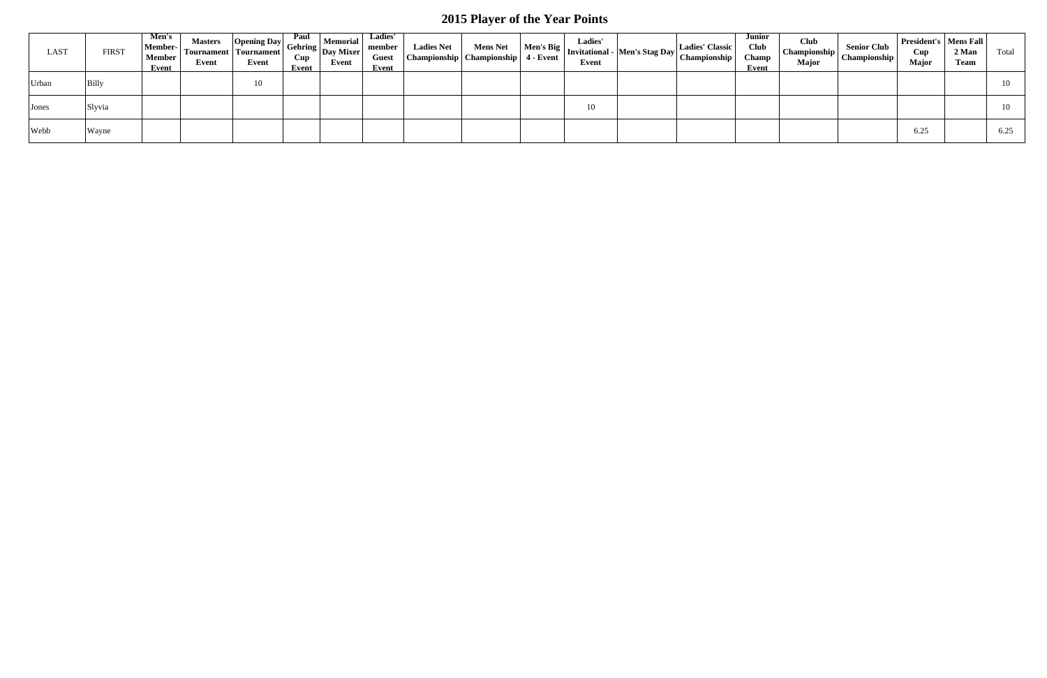# 2015 Player of the Year Points

| LAST | FIRST | Men's Member-Member Event | Masters Tournament Event | Opening Day Tournament Event | Paul Gehring Cup Event | Memorial Day Mixer Event | Ladies' member Guest Event | Ladies Net Championship | Mens Net Championship | Men's Big 4 - Event | Ladies' Invitational - Event | Men's Stag Day | Ladies' Classic Championship | Junior Club Champ Event | Club Championship Major | Senior Club Championship | President's Cup Major | Mens Fall 2 Man Team | Total |
|---|---|---|---|---|---|---|---|---|---|---|---|---|---|---|---|---|---|---|---|
| Urban | Billy | | | 10 | | | | | | | | | | | | | | | 10 |
| Jones | Slyvia | | | | | | | | | | 10 | | | | | | | | 10 |
| Webb | Wayne | | | | | | | | | | | | | | | | 6.25 | | 6.25 |